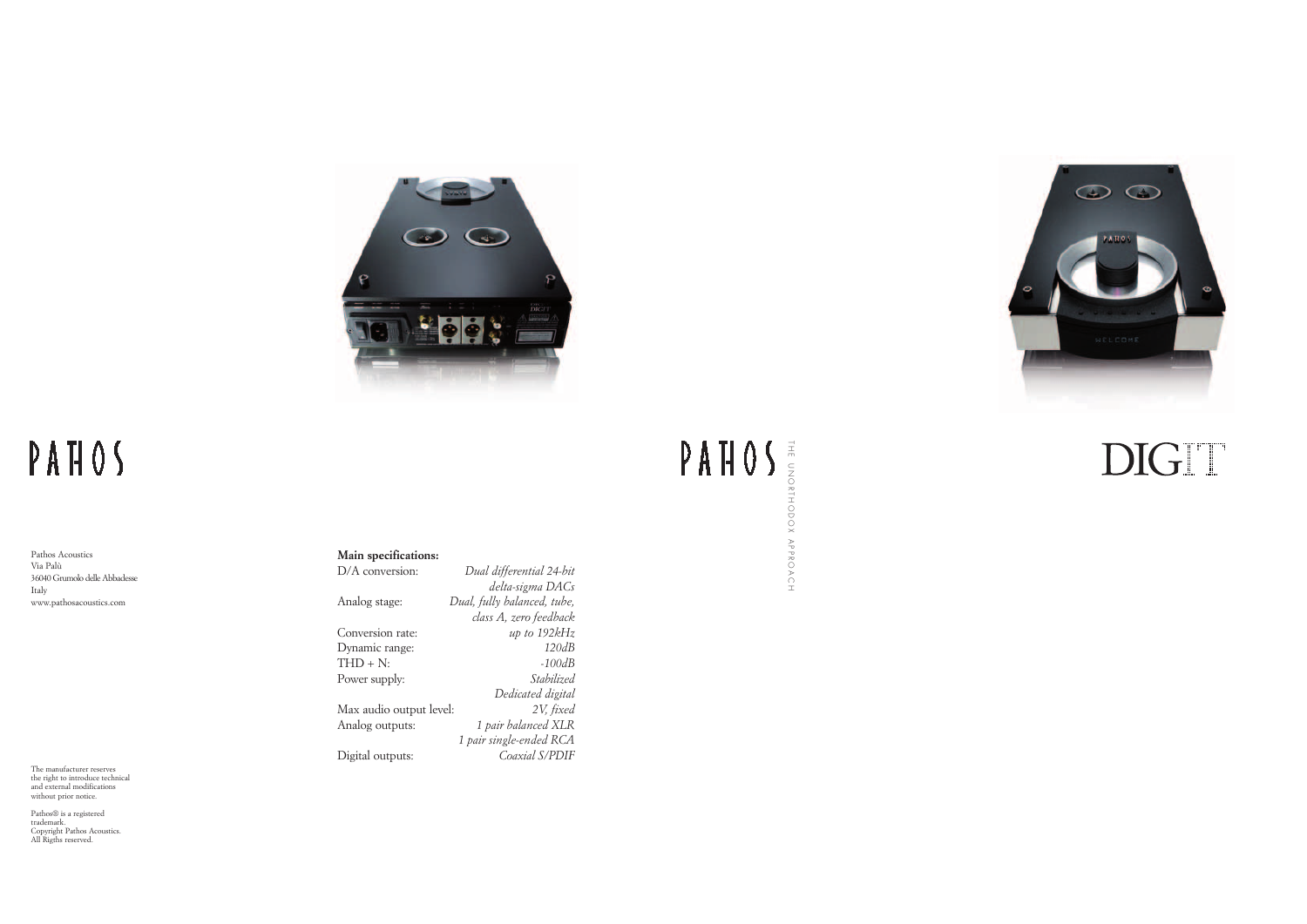# PATHOS

Pathos Acoustics
Via Palù
36040 Grumolo delle Abbadesse
Italy
www.pathosacoustics.com

The manufacturer reserves the right to introduce technical and external modifications without prior notice.

Pathos® is a registered trademark.
Copyright Pathos Acoustics.
All Rigths reserved.

**Main specifications:**

| | |
|---|---|
| D/A conversion: | *Dual differential 24-bit delta-sigma DACs* |
| Analog stage: | *Dual, fully balanced, tube, class A, zero feedback* |
| Conversion rate: | *up to 192kHz* |
| Dynamic range: | *120dB* |
| THD + N: | *-100dB* |
| Power supply: | *Stabilized Dedicated digital* |
| Max audio output level: | *2V, fixed* |
| Analog outputs: | *1 pair balanced XLR 1 pair single-ended RCA* |
| Digital outputs: | *Coaxial S/PDIF* |

# PATHOS

THE UNORTHODOX APPROACH

# DIGIT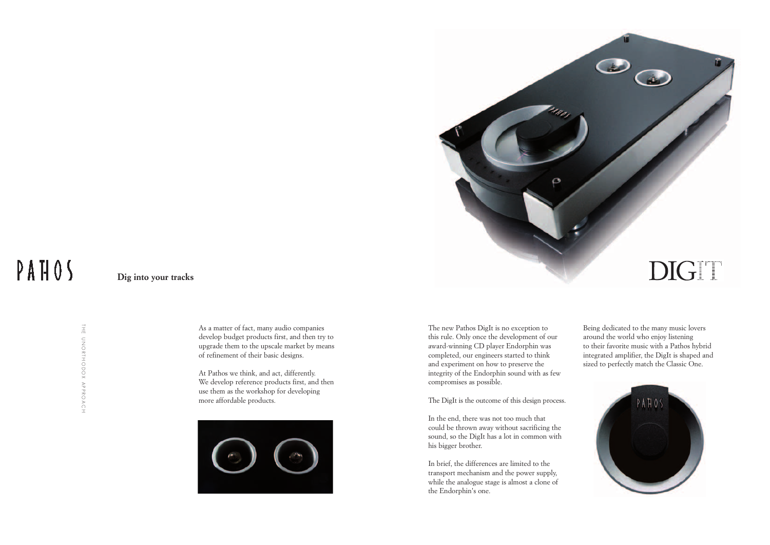# PATHOS

**Dig into your tracks**

# DIGIT

THE UNORTHODOX APPROACH

As a matter of fact, many audio companies develop budget products first, and then try to upgrade them to the upscale market by means of refinement of their basic designs.

At Pathos we think, and act, differently. We develop reference products first, and then use them as the workshop for developing more affordable products.

The new Pathos DigIt is no exception to this rule. Only once the development of our award-winning CD player Endorphin was completed, our engineers started to think and experiment on how to preserve the integrity of the Endorphin sound with as few compromises as possible.

The DigIt is the outcome of this design process.

In the end, there was not too much that could be thrown away without sacrificing the sound, so the DigIt has a lot in common with his bigger brother.

In brief, the differences are limited to the transport mechanism and the power supply, while the analogue stage is almost a clone of the Endorphin's one.

Being dedicated to the many music lovers around the world who enjoy listening to their favorite music with a Pathos hybrid integrated amplifier, the DigIt is shaped and sized to perfectly match the Classic One.